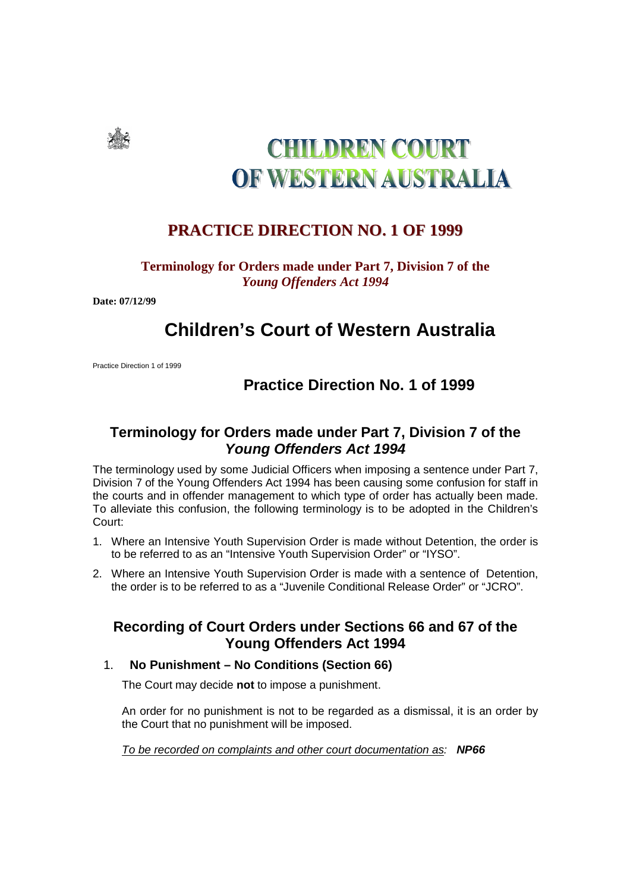# CHILDREN COURT OF WESTERN AUSTRALIA

## PRACTICE DIRECTION NO. 1 OF 1999

**Terminology for Orders made under Part 7, Division 7 of the *Young Offenders Act 1994***

**Date: 07/12/99**

# Children's Court of Western Australia

Practice Direction 1 of 1999

## Practice Direction No. 1 of 1999

## Terminology for Orders made under Part 7, Division 7 of the *Young Offenders Act 1994*

The terminology used by some Judicial Officers when imposing a sentence under Part 7, Division 7 of the Young Offenders Act 1994 has been causing some confusion for staff in the courts and in offender management to which type of order has actually been made. To alleviate this confusion, the following terminology is to be adopted in the Children's Court:

1. Where an Intensive Youth Supervision Order is made without Detention, the order is to be referred to as an "Intensive Youth Supervision Order" or "IYSO".
2. Where an Intensive Youth Supervision Order is made with a sentence of Detention, the order is to be referred to as a "Juvenile Conditional Release Order" or "JCRO".

## Recording of Court Orders under Sections 66 and 67 of the Young Offenders Act 1994

1. **No Punishment – No Conditions (Section 66)**

   The Court may decide **not** to impose a punishment.

   An order for no punishment is not to be regarded as a dismissal, it is an order by the Court that no punishment will be imposed.

   <u>*To be recorded on complaints and other court documentation as*</u>*:* ***NP66***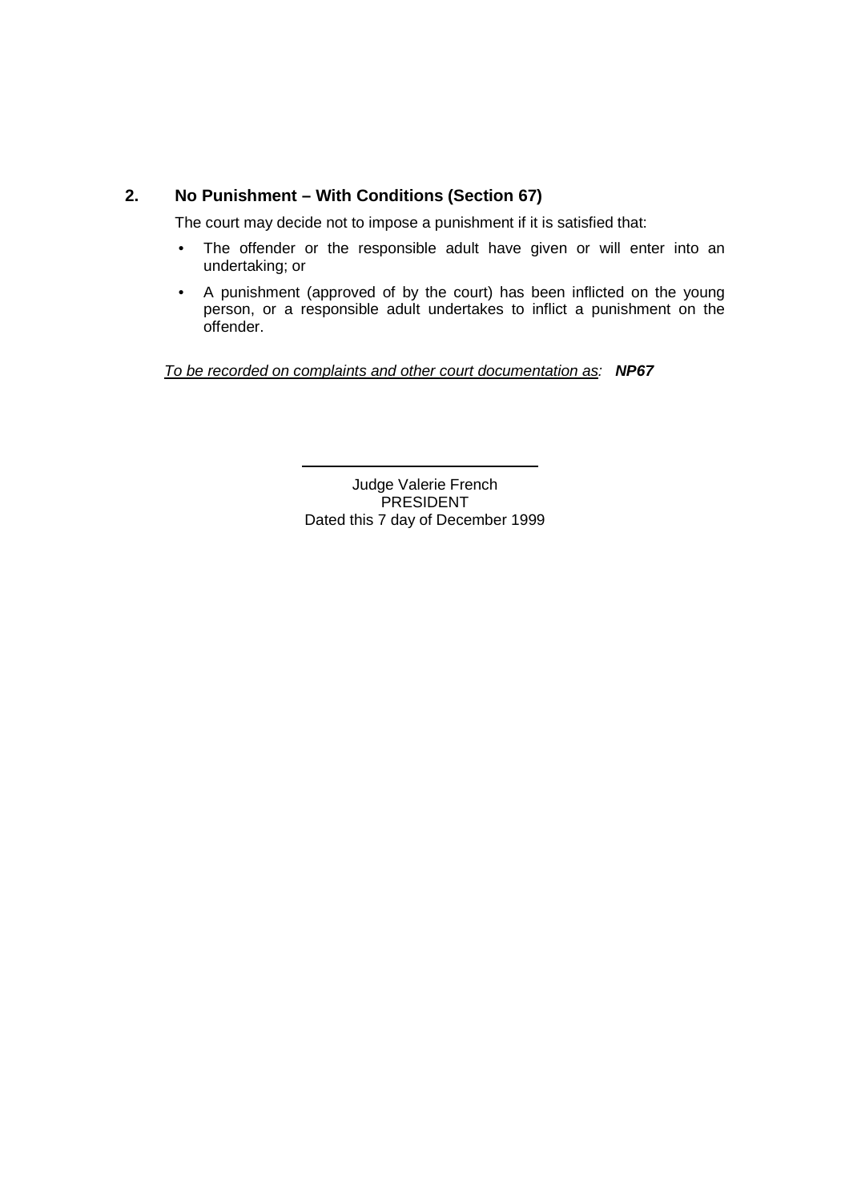## 2. No Punishment – With Conditions (Section 67)

The court may decide not to impose a punishment if it is satisfied that:

- The offender or the responsible adult have given or will enter into an undertaking; or
- A punishment (approved of by the court) has been inflicted on the young person, or a responsible adult undertakes to inflict a punishment on the offender.

<u>*To be recorded on complaints and other court documentation as*</u>: ***NP67***

---

Judge Valerie French
PRESIDENT
Dated this 7 day of December 1999